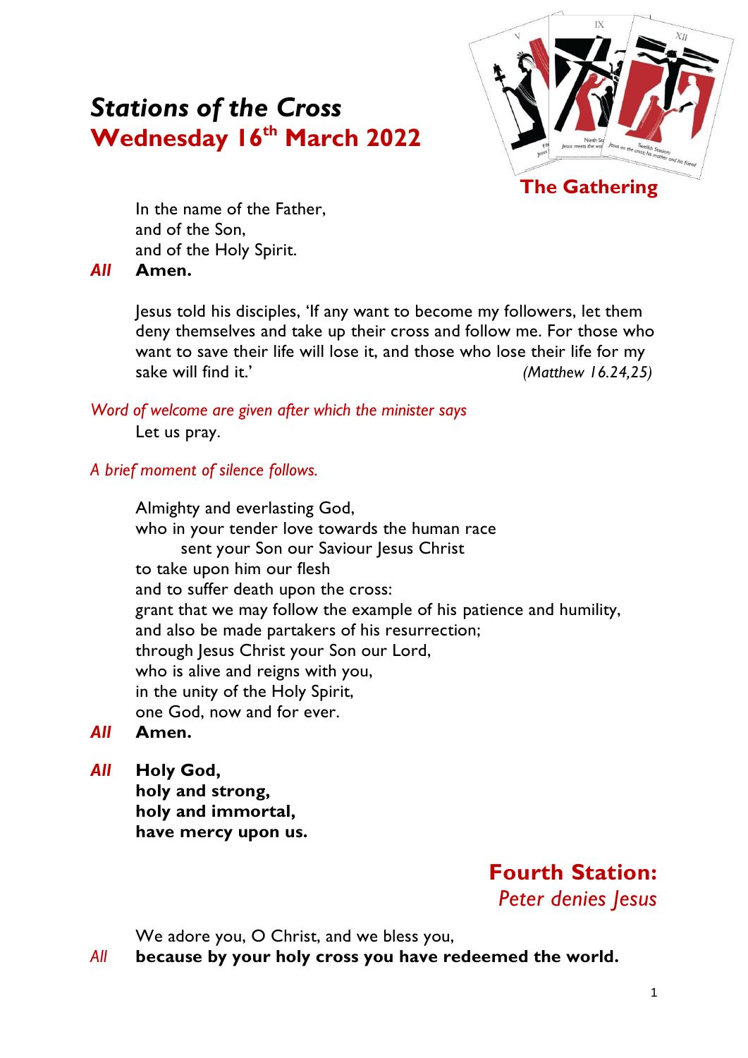# *Stations of the Cross*
## Wednesday 16th March 2022

### The Gathering

In the name of the Father,
and of the Son,
and of the Holy Spirit.

***All*** **Amen.**

Jesus told his disciples, 'If any want to become my followers, let them deny themselves and take up their cross and follow me. For those who want to save their life will lose it, and those who lose their life for my sake will find it.' *(Matthew 16.24,25)*

*Word of welcome are given after which the minister says*

Let us pray.

*A brief moment of silence follows.*

Almighty and everlasting God,
who in your tender love towards the human race
sent your Son our Saviour Jesus Christ
to take upon him our flesh
and to suffer death upon the cross:
grant that we may follow the example of his patience and humility,
and also be made partakers of his resurrection;
through Jesus Christ your Son our Lord,
who is alive and reigns with you,
in the unity of the Holy Spirit,
one God, now and for ever.

***All*** **Amen.**

***All*** **Holy God,**
**holy and strong,**
**holy and immortal,**
**have mercy upon us.**

### Fourth Station:
*Peter denies Jesus*

We adore you, O Christ, and we bless you,

*All* **because by your holy cross you have redeemed the world.**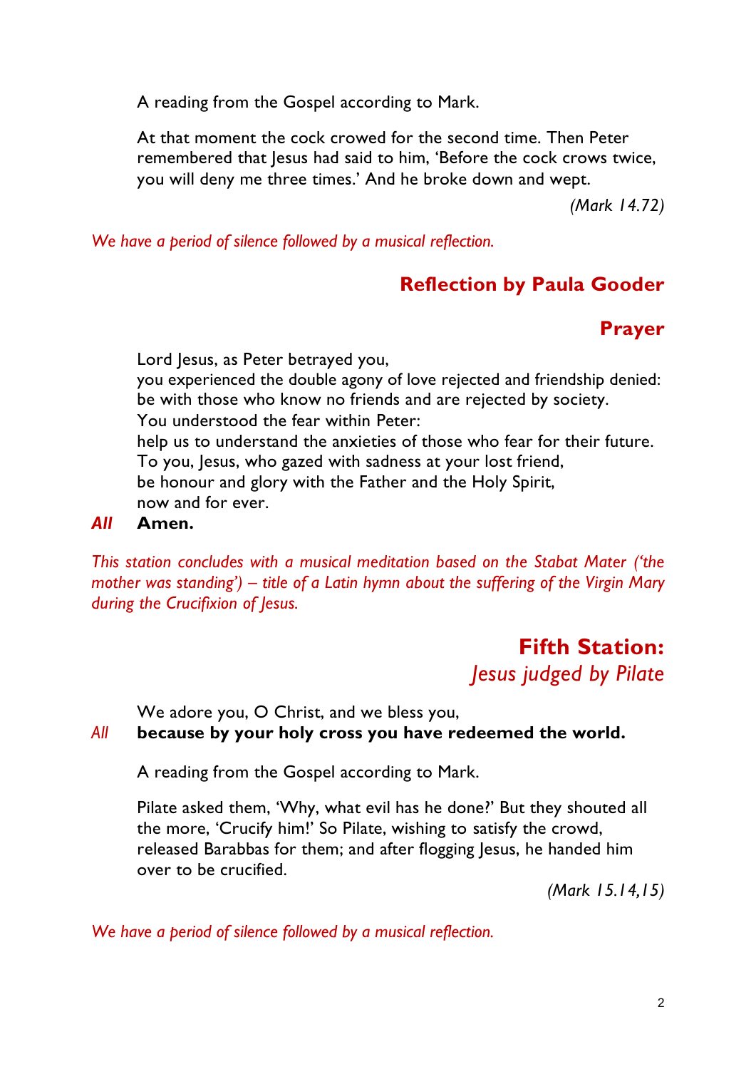A reading from the Gospel according to Mark.

At that moment the cock crowed for the second time. Then Peter remembered that Jesus had said to him, 'Before the cock crows twice, you will deny me three times.' And he broke down and wept.

*(Mark 14.72)*

*We have a period of silence followed by a musical reflection.*

## Reflection by Paula Gooder

## Prayer

Lord Jesus, as Peter betrayed you,
you experienced the double agony of love rejected and friendship denied:
be with those who know no friends and are rejected by society.
You understood the fear within Peter:
help us to understand the anxieties of those who fear for their future.
To you, Jesus, who gazed with sadness at your lost friend,
be honour and glory with the Father and the Holy Spirit,
now and for ever.

***All*** **Amen.**

*This station concludes with a musical meditation based on the Stabat Mater ('the mother was standing') – title of a Latin hymn about the suffering of the Virgin Mary during the Crucifixion of Jesus.*

# Fifth Station:
## *Jesus judged by Pilate*

We adore you, O Christ, and we bless you,

*All* **because by your holy cross you have redeemed the world.**

A reading from the Gospel according to Mark.

Pilate asked them, 'Why, what evil has he done?' But they shouted all the more, 'Crucify him!' So Pilate, wishing to satisfy the crowd, released Barabbas for them; and after flogging Jesus, he handed him over to be crucified.

*(Mark 15.14,15)*

*We have a period of silence followed by a musical reflection.*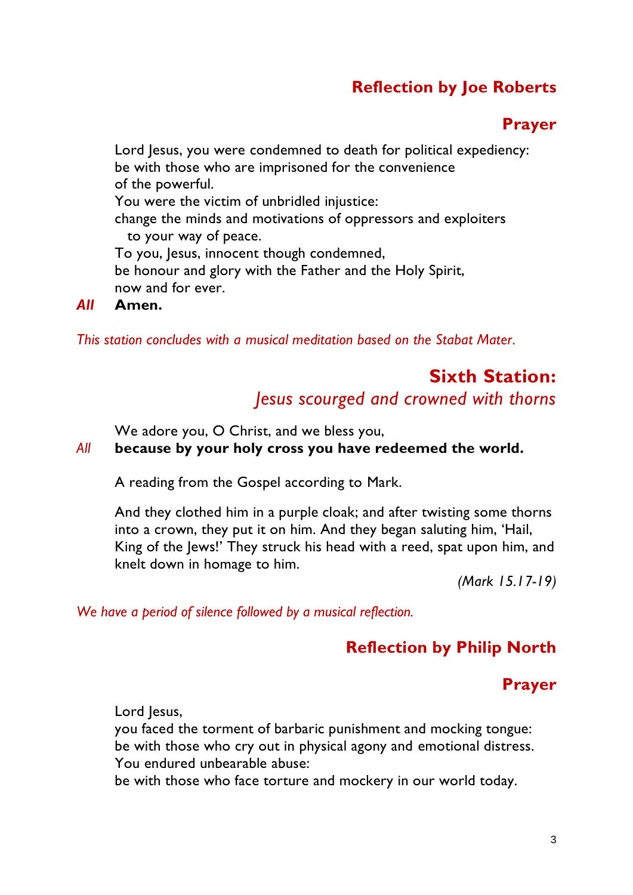## Reflection by Joe Roberts

### Prayer

Lord Jesus, you were condemned to death for political expediency:
be with those who are imprisoned for the convenience
of the powerful.
You were the victim of unbridled injustice:
change the minds and motivations of oppressors and exploiters
to your way of peace.
To you, Jesus, innocent though condemned,
be honour and glory with the Father and the Holy Spirit,
now and for ever.

*All* **Amen.**

*This station concludes with a musical meditation based on the Stabat Mater.*

## Sixth Station:

### *Jesus scourged and crowned with thorns*

We adore you, O Christ, and we bless you,

*All* **because by your holy cross you have redeemed the world.**

A reading from the Gospel according to Mark.

And they clothed him in a purple cloak; and after twisting some thorns into a crown, they put it on him. And they began saluting him, 'Hail, King of the Jews!' They struck his head with a reed, spat upon him, and knelt down in homage to him.

*(Mark 15.17-19)*

*We have a period of silence followed by a musical reflection.*

## Reflection by Philip North

### Prayer

Lord Jesus,
you faced the torment of barbaric punishment and mocking tongue:
be with those who cry out in physical agony and emotional distress.
You endured unbearable abuse:
be with those who face torture and mockery in our world today.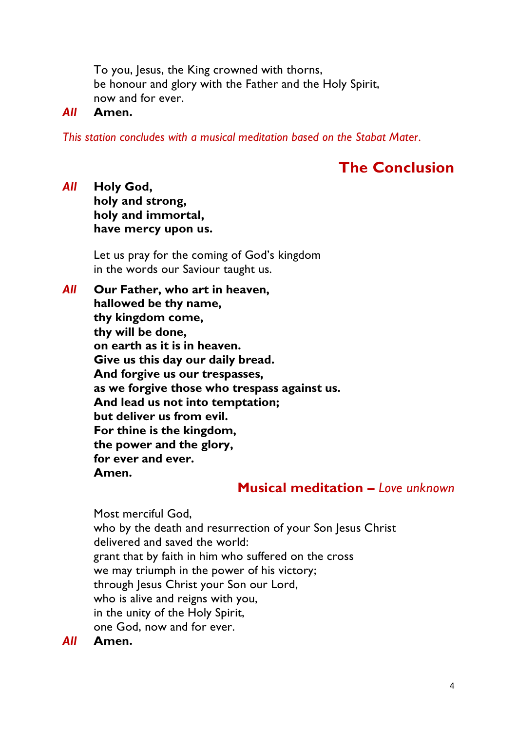To you, Jesus, the King crowned with thorns,
be honour and glory with the Father and the Holy Spirit,
now and for ever.

*All* **Amen.**

*This station concludes with a musical meditation based on the Stabat Mater.*

## The Conclusion

*All* **Holy God,**
**holy and strong,**
**holy and immortal,**
**have mercy upon us.**

Let us pray for the coming of God's kingdom
in the words our Saviour taught us.

*All* **Our Father, who art in heaven,**
**hallowed be thy name,**
**thy kingdom come,**
**thy will be done,**
**on earth as it is in heaven.**
**Give us this day our daily bread.**
**And forgive us our trespasses,**
**as we forgive those who trespass against us.**
**And lead us not into temptation;**
**but deliver us from evil.**
**For thine is the kingdom,**
**the power and the glory,**
**for ever and ever.**
**Amen.**

### Musical meditation – *Love unknown*

Most merciful God,
who by the death and resurrection of your Son Jesus Christ
delivered and saved the world:
grant that by faith in him who suffered on the cross
we may triumph in the power of his victory;
through Jesus Christ your Son our Lord,
who is alive and reigns with you,
in the unity of the Holy Spirit,
one God, now and for ever.

*All* **Amen.**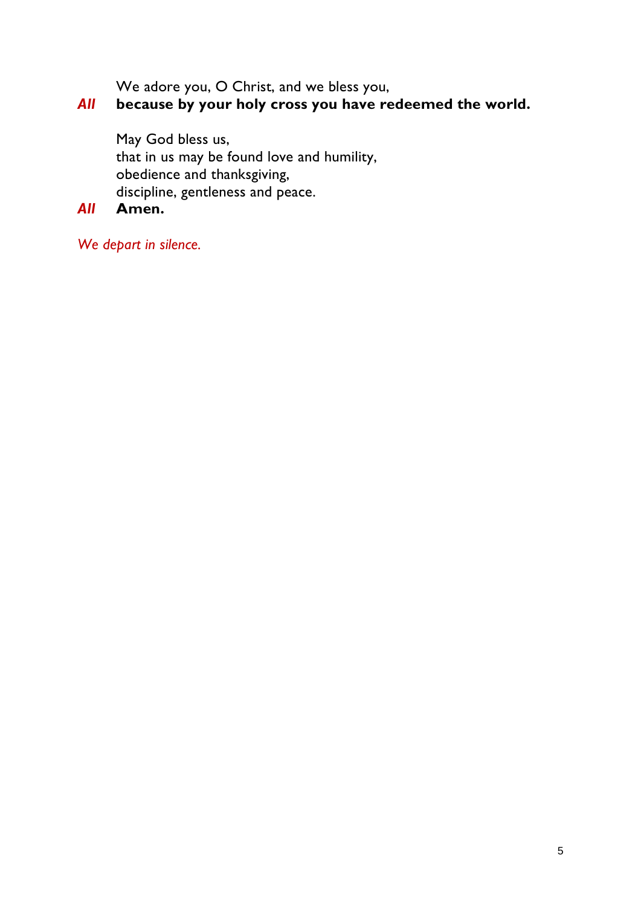We adore you, O Christ, and we bless you,

***All*** **because by your holy cross you have redeemed the world.**

May God bless us,
that in us may be found love and humility,
obedience and thanksgiving,
discipline, gentleness and peace.

***All*** **Amen.**

*We depart in silence.*